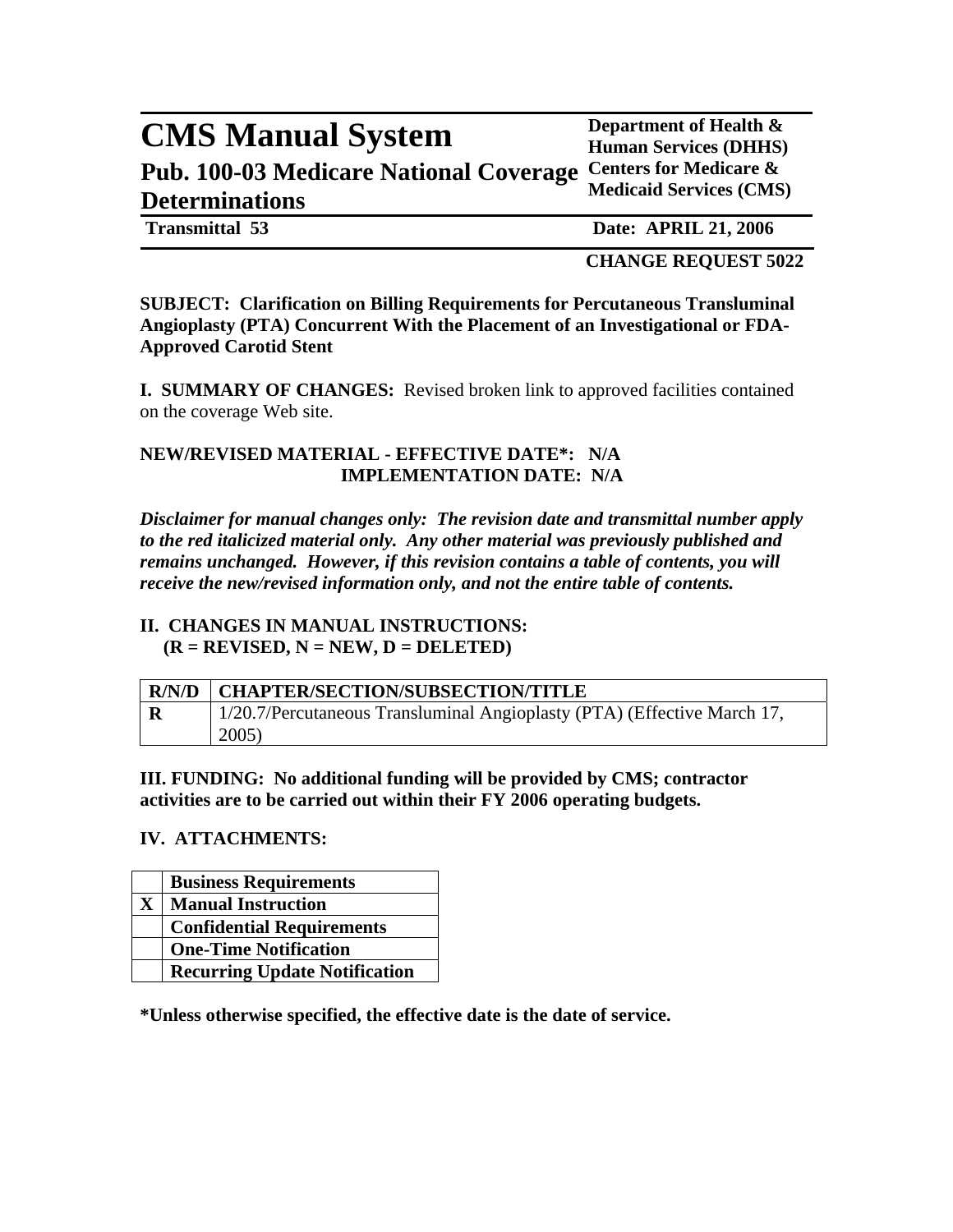# CMS Manual System

## Pub. 100-03 Medicare National Coverage Determinations

**Department of Health & Human Services (DHHS)**
**Centers for Medicare & Medicaid Services (CMS)**

**Transmittal 53** **Date: APRIL 21, 2006**

**CHANGE REQUEST 5022**

**SUBJECT: Clarification on Billing Requirements for Percutaneous Transluminal Angioplasty (PTA) Concurrent With the Placement of an Investigational or FDA-Approved Carotid Stent**

**I. SUMMARY OF CHANGES:** Revised broken link to approved facilities contained on the coverage Web site.

**NEW/REVISED MATERIAL - EFFECTIVE DATE\*: N/A**
**IMPLEMENTATION DATE: N/A**

***Disclaimer for manual changes only: The revision date and transmittal number apply to the red italicized material only. Any other material was previously published and remains unchanged. However, if this revision contains a table of contents, you will receive the new/revised information only, and not the entire table of contents.***

**II. CHANGES IN MANUAL INSTRUCTIONS:**
**(R = REVISED, N = NEW, D = DELETED)**

| R/N/D | CHAPTER/SECTION/SUBSECTION/TITLE |
|---|---|
| **R** | 1/20.7/Percutaneous Transluminal Angioplasty (PTA) (Effective March 17, 2005) |

**III. FUNDING: No additional funding will be provided by CMS; contractor activities are to be carried out within their FY 2006 operating budgets.**

**IV. ATTACHMENTS:**

| | |
|---|---|
| | **Business Requirements** |
| **X** | **Manual Instruction** |
| | **Confidential Requirements** |
| | **One-Time Notification** |
| | **Recurring Update Notification** |

**\*Unless otherwise specified, the effective date is the date of service.**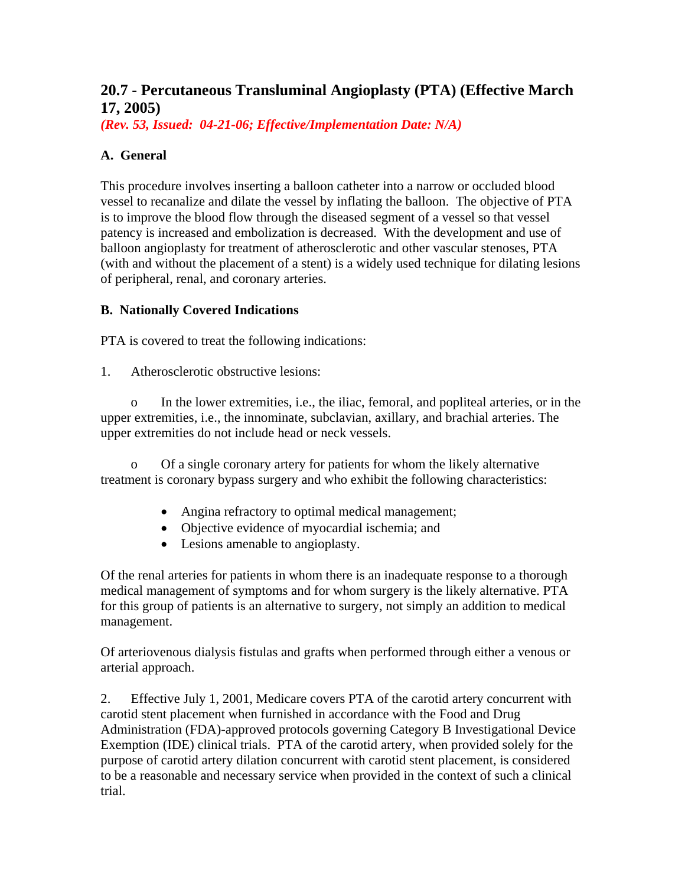## 20.7 - Percutaneous Transluminal Angioplasty (PTA) (Effective March 17, 2005)

*(Rev. 53, Issued: 04-21-06; Effective/Implementation Date: N/A)*

### A. General

This procedure involves inserting a balloon catheter into a narrow or occluded blood vessel to recanalize and dilate the vessel by inflating the balloon. The objective of PTA is to improve the blood flow through the diseased segment of a vessel so that vessel patency is increased and embolization is decreased. With the development and use of balloon angioplasty for treatment of atherosclerotic and other vascular stenoses, PTA (with and without the placement of a stent) is a widely used technique for dilating lesions of peripheral, renal, and coronary arteries.

### B. Nationally Covered Indications

PTA is covered to treat the following indications:

1. Atherosclerotic obstructive lesions:

   o In the lower extremities, i.e., the iliac, femoral, and popliteal arteries, or in the upper extremities, i.e., the innominate, subclavian, axillary, and brachial arteries. The upper extremities do not include head or neck vessels.

   o Of a single coronary artery for patients for whom the likely alternative treatment is coronary bypass surgery and who exhibit the following characteristics:

   - Angina refractory to optimal medical management;
   - Objective evidence of myocardial ischemia; and
   - Lesions amenable to angioplasty.

Of the renal arteries for patients in whom there is an inadequate response to a thorough medical management of symptoms and for whom surgery is the likely alternative. PTA for this group of patients is an alternative to surgery, not simply an addition to medical management.

Of arteriovenous dialysis fistulas and grafts when performed through either a venous or arterial approach.

2. Effective July 1, 2001, Medicare covers PTA of the carotid artery concurrent with carotid stent placement when furnished in accordance with the Food and Drug Administration (FDA)-approved protocols governing Category B Investigational Device Exemption (IDE) clinical trials. PTA of the carotid artery, when provided solely for the purpose of carotid artery dilation concurrent with carotid stent placement, is considered to be a reasonable and necessary service when provided in the context of such a clinical trial.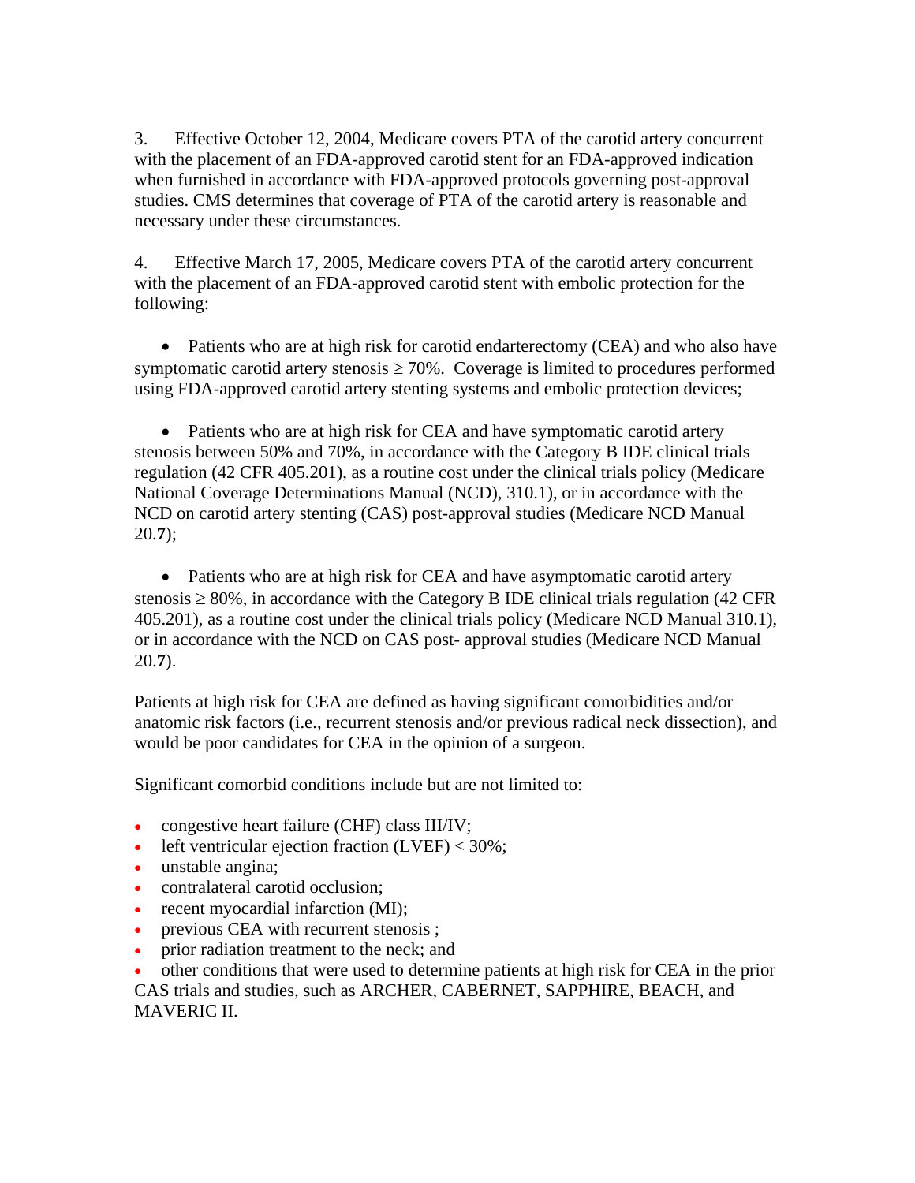3. Effective October 12, 2004, Medicare covers PTA of the carotid artery concurrent with the placement of an FDA-approved carotid stent for an FDA-approved indication when furnished in accordance with FDA-approved protocols governing post-approval studies. CMS determines that coverage of PTA of the carotid artery is reasonable and necessary under these circumstances.

4. Effective March 17, 2005, Medicare covers PTA of the carotid artery concurrent with the placement of an FDA-approved carotid stent with embolic protection for the following:

- Patients who are at high risk for carotid endarterectomy (CEA) and who also have symptomatic carotid artery stenosis ≥ 70%. Coverage is limited to procedures performed using FDA-approved carotid artery stenting systems and embolic protection devices;

- Patients who are at high risk for CEA and have symptomatic carotid artery stenosis between 50% and 70%, in accordance with the Category B IDE clinical trials regulation (42 CFR 405.201), as a routine cost under the clinical trials policy (Medicare National Coverage Determinations Manual (NCD), 310.1), or in accordance with the NCD on carotid artery stenting (CAS) post-approval studies (Medicare NCD Manual 20.**7**);

- Patients who are at high risk for CEA and have asymptomatic carotid artery stenosis ≥ 80%, in accordance with the Category B IDE clinical trials regulation (42 CFR 405.201), as a routine cost under the clinical trials policy (Medicare NCD Manual 310.1), or in accordance with the NCD on CAS post- approval studies (Medicare NCD Manual 20.**7**).

Patients at high risk for CEA are defined as having significant comorbidities and/or anatomic risk factors (i.e., recurrent stenosis and/or previous radical neck dissection), and would be poor candidates for CEA in the opinion of a surgeon.

Significant comorbid conditions include but are not limited to:

- congestive heart failure (CHF) class III/IV;
- left ventricular ejection fraction (LVEF) < 30%;
- unstable angina;
- contralateral carotid occlusion;
- recent myocardial infarction (MI);
- previous CEA with recurrent stenosis ;
- prior radiation treatment to the neck; and
- other conditions that were used to determine patients at high risk for CEA in the prior CAS trials and studies, such as ARCHER, CABERNET, SAPPHIRE, BEACH, and MAVERIC II.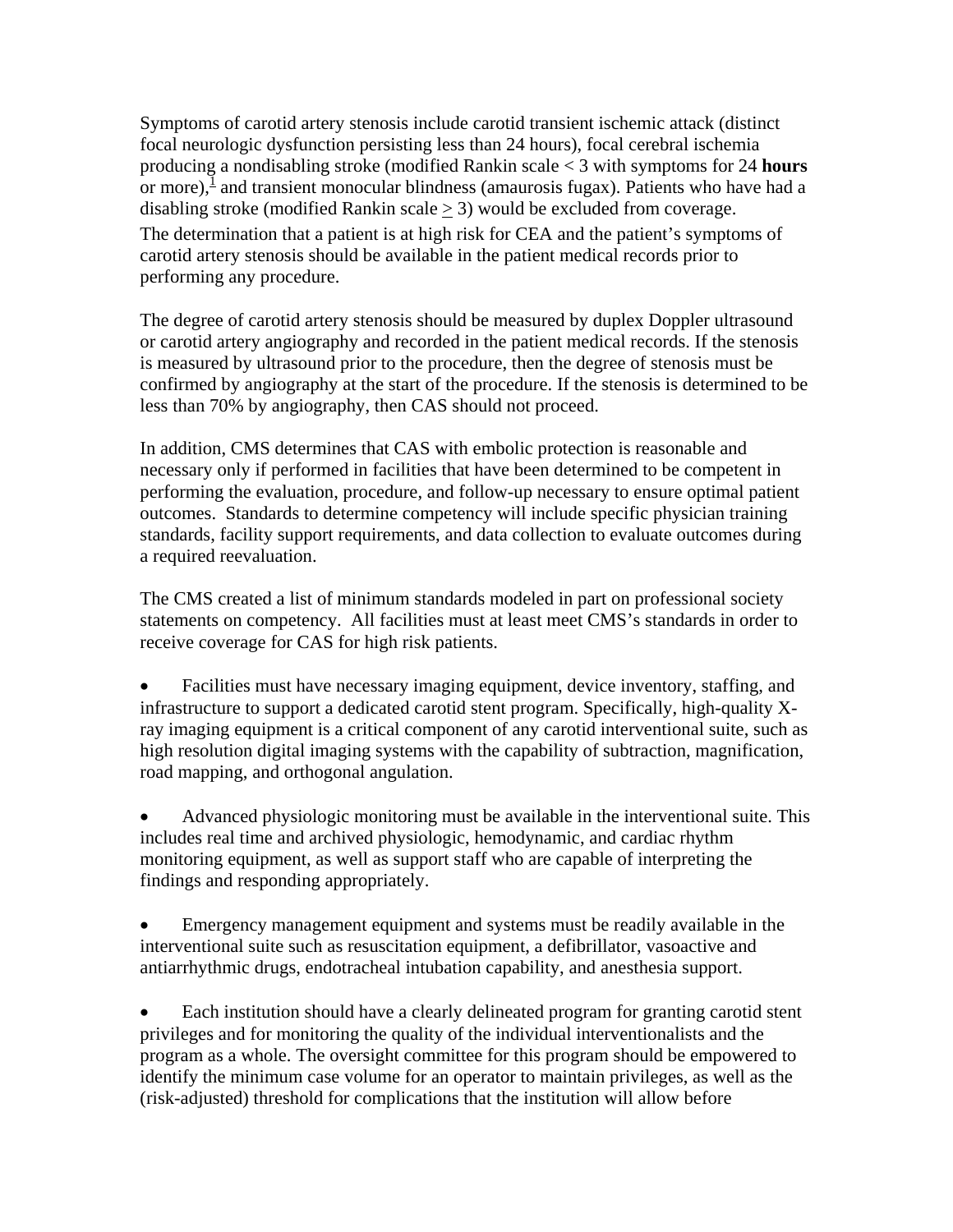Symptoms of carotid artery stenosis include carotid transient ischemic attack (distinct focal neurologic dysfunction persisting less than 24 hours), focal cerebral ischemia producing a nondisabling stroke (modified Rankin scale < 3 with symptoms for 24 **hours** or more),[1] and transient monocular blindness (amaurosis fugax). Patients who have had a disabling stroke (modified Rankin scale ≥ 3) would be excluded from coverage.

The determination that a patient is at high risk for CEA and the patient's symptoms of carotid artery stenosis should be available in the patient medical records prior to performing any procedure.

The degree of carotid artery stenosis should be measured by duplex Doppler ultrasound or carotid artery angiography and recorded in the patient medical records. If the stenosis is measured by ultrasound prior to the procedure, then the degree of stenosis must be confirmed by angiography at the start of the procedure. If the stenosis is determined to be less than 70% by angiography, then CAS should not proceed.

In addition, CMS determines that CAS with embolic protection is reasonable and necessary only if performed in facilities that have been determined to be competent in performing the evaluation, procedure, and follow-up necessary to ensure optimal patient outcomes. Standards to determine competency will include specific physician training standards, facility support requirements, and data collection to evaluate outcomes during a required reevaluation.

The CMS created a list of minimum standards modeled in part on professional society statements on competency. All facilities must at least meet CMS's standards in order to receive coverage for CAS for high risk patients.

- Facilities must have necessary imaging equipment, device inventory, staffing, and infrastructure to support a dedicated carotid stent program. Specifically, high-quality X-ray imaging equipment is a critical component of any carotid interventional suite, such as high resolution digital imaging systems with the capability of subtraction, magnification, road mapping, and orthogonal angulation.

- Advanced physiologic monitoring must be available in the interventional suite. This includes real time and archived physiologic, hemodynamic, and cardiac rhythm monitoring equipment, as well as support staff who are capable of interpreting the findings and responding appropriately.

- Emergency management equipment and systems must be readily available in the interventional suite such as resuscitation equipment, a defibrillator, vasoactive and antiarrhythmic drugs, endotracheal intubation capability, and anesthesia support.

- Each institution should have a clearly delineated program for granting carotid stent privileges and for monitoring the quality of the individual interventionalists and the program as a whole. The oversight committee for this program should be empowered to identify the minimum case volume for an operator to maintain privileges, as well as the (risk-adjusted) threshold for complications that the institution will allow before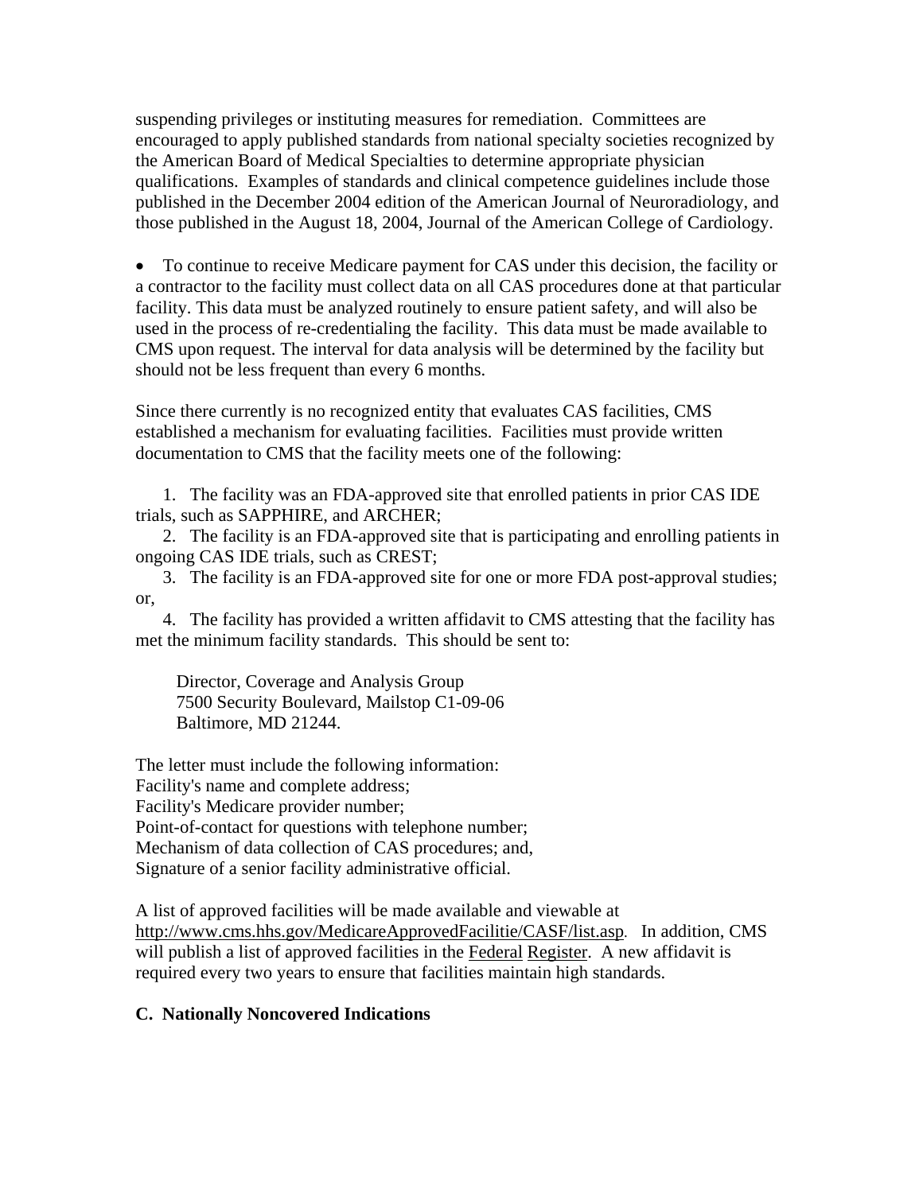suspending privileges or instituting measures for remediation. Committees are encouraged to apply published standards from national specialty societies recognized by the American Board of Medical Specialties to determine appropriate physician qualifications. Examples of standards and clinical competence guidelines include those published in the December 2004 edition of the American Journal of Neuroradiology, and those published in the August 18, 2004, Journal of the American College of Cardiology.

- To continue to receive Medicare payment for CAS under this decision, the facility or a contractor to the facility must collect data on all CAS procedures done at that particular facility. This data must be analyzed routinely to ensure patient safety, and will also be used in the process of re-credentialing the facility. This data must be made available to CMS upon request. The interval for data analysis will be determined by the facility but should not be less frequent than every 6 months.

Since there currently is no recognized entity that evaluates CAS facilities, CMS established a mechanism for evaluating facilities. Facilities must provide written documentation to CMS that the facility meets one of the following:

1. The facility was an FDA-approved site that enrolled patients in prior CAS IDE trials, such as SAPPHIRE, and ARCHER;
2. The facility is an FDA-approved site that is participating and enrolling patients in ongoing CAS IDE trials, such as CREST;
3. The facility is an FDA-approved site for one or more FDA post-approval studies; or,
4. The facility has provided a written affidavit to CMS attesting that the facility has met the minimum facility standards. This should be sent to:

Director, Coverage and Analysis Group
7500 Security Boulevard, Mailstop C1-09-06
Baltimore, MD 21244.

The letter must include the following information:
Facility's name and complete address;
Facility's Medicare provider number;
Point-of-contact for questions with telephone number;
Mechanism of data collection of CAS procedures; and,
Signature of a senior facility administrative official.

A list of approved facilities will be made available and viewable at http://www.cms.hhs.gov/MedicareApprovedFacilitie/CASF/list.asp. In addition, CMS will publish a list of approved facilities in the Federal Register. A new affidavit is required every two years to ensure that facilities maintain high standards.

**C. Nationally Noncovered Indications**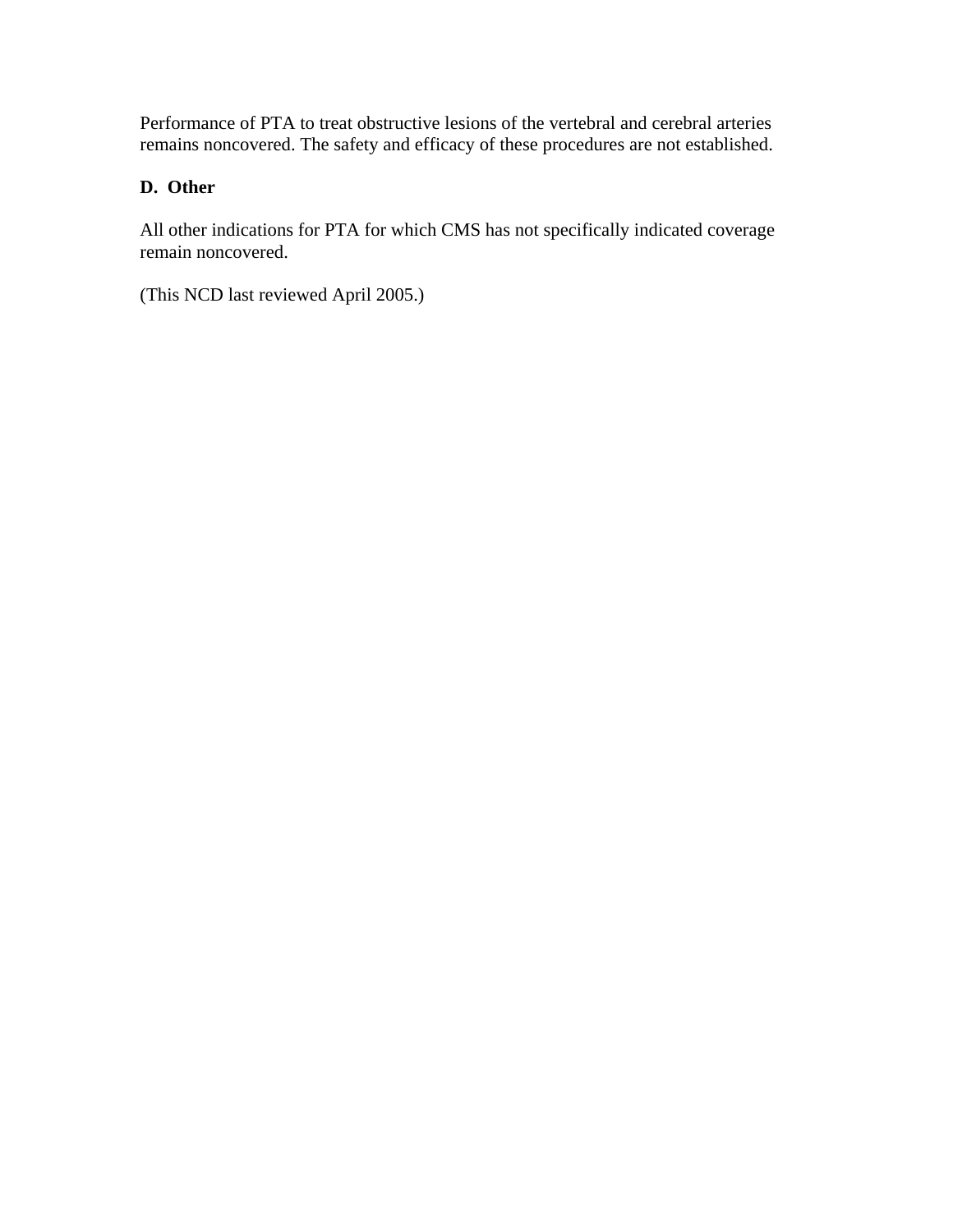Performance of PTA to treat obstructive lesions of the vertebral and cerebral arteries remains noncovered. The safety and efficacy of these procedures are not established.

**D. Other**

All other indications for PTA for which CMS has not specifically indicated coverage remain noncovered.

(This NCD last reviewed April 2005.)